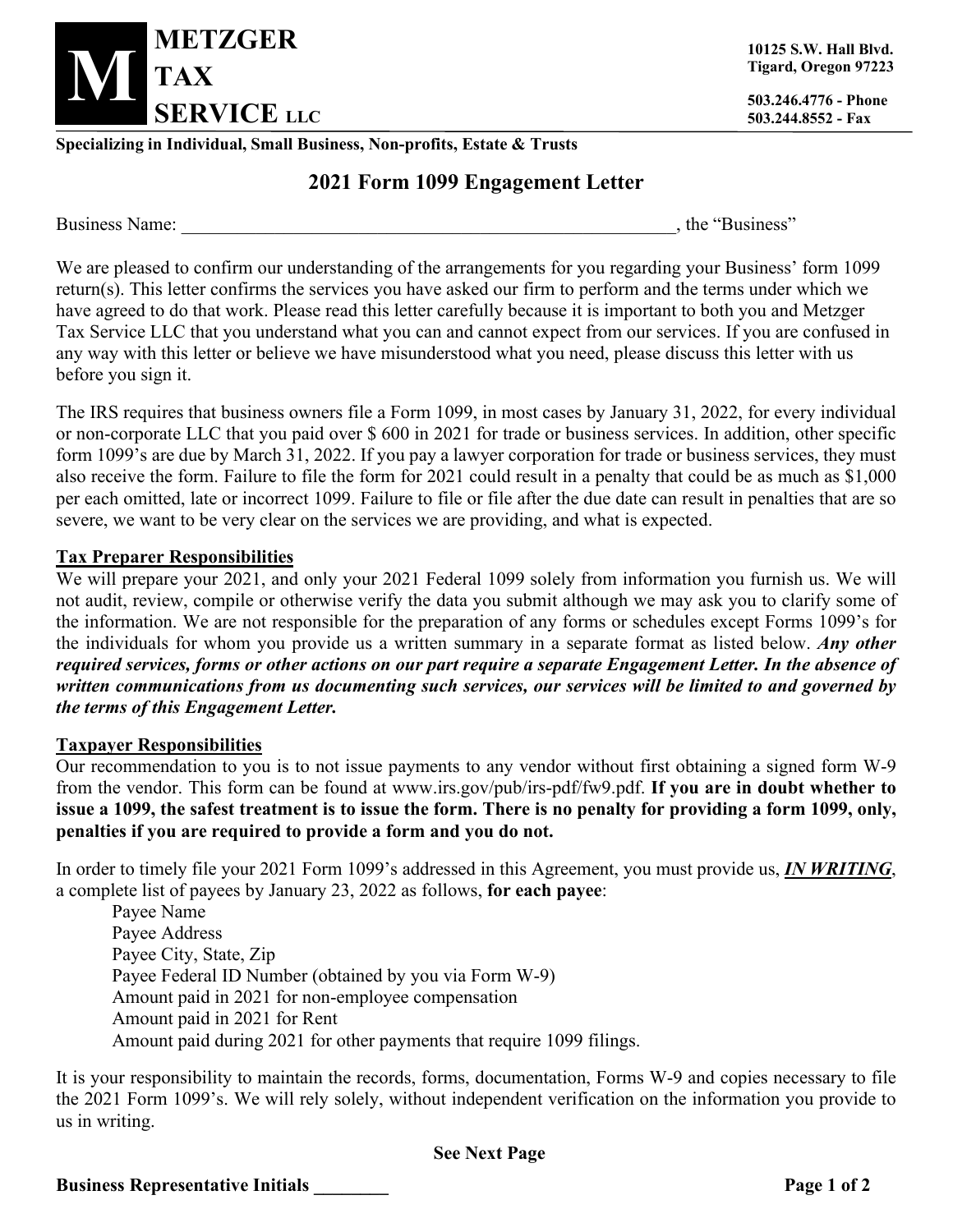# METZGER TAX SERVICE LLC

10125 S.W. Hall Blvd.
Tigard, Oregon 97223

503.246.4776 - Phone
503.244.8552 - Fax

**Specializing in Individual, Small Business, Non-profits, Estate & Trusts**

## 2021 Form 1099 Engagement Letter

Business Name: ________________________________________________________, the "Business"

We are pleased to confirm our understanding of the arrangements for you regarding your Business' form 1099 return(s). This letter confirms the services you have asked our firm to perform and the terms under which we have agreed to do that work. Please read this letter carefully because it is important to both you and Metzger Tax Service LLC that you understand what you can and cannot expect from our services. If you are confused in any way with this letter or believe we have misunderstood what you need, please discuss this letter with us before you sign it.

The IRS requires that business owners file a Form 1099, in most cases by January 31, 2022, for every individual or non-corporate LLC that you paid over $ 600 in 2021 for trade or business services. In addition, other specific form 1099's are due by March 31, 2022. If you pay a lawyer corporation for trade or business services, they must also receive the form. Failure to file the form for 2021 could result in a penalty that could be as much as $1,000 per each omitted, late or incorrect 1099. Failure to file or file after the due date can result in penalties that are so severe, we want to be very clear on the services we are providing, and what is expected.

### Tax Preparer Responsibilities

We will prepare your 2021, and only your 2021 Federal 1099 solely from information you furnish us. We will not audit, review, compile or otherwise verify the data you submit although we may ask you to clarify some of the information. We are not responsible for the preparation of any forms or schedules except Forms 1099's for the individuals for whom you provide us a written summary in a separate format as listed below. ***Any other required services, forms or other actions on our part require a separate Engagement Letter. In the absence of written communications from us documenting such services, our services will be limited to and governed by the terms of this Engagement Letter.***

### Taxpayer Responsibilities

Our recommendation to you is to not issue payments to any vendor without first obtaining a signed form W-9 from the vendor. This form can be found at www.irs.gov/pub/irs-pdf/fw9.pdf. **If you are in doubt whether to issue a 1099, the safest treatment is to issue the form. There is no penalty for providing a form 1099, only, penalties if you are required to provide a form and you do not.**

In order to timely file your 2021 Form 1099's addressed in this Agreement, you must provide us, ***IN WRITING***, a complete list of payees by January 23, 2022 as follows, **for each payee**:

- Payee Name
- Payee Address
- Payee City, State, Zip
- Payee Federal ID Number (obtained by you via Form W-9)
- Amount paid in 2021 for non-employee compensation
- Amount paid in 2021 for Rent
- Amount paid during 2021 for other payments that require 1099 filings.

It is your responsibility to maintain the records, forms, documentation, Forms W-9 and copies necessary to file the 2021 Form 1099's. We will rely solely, without independent verification on the information you provide to us in writing.

**See Next Page**

**Business Representative Initials ________**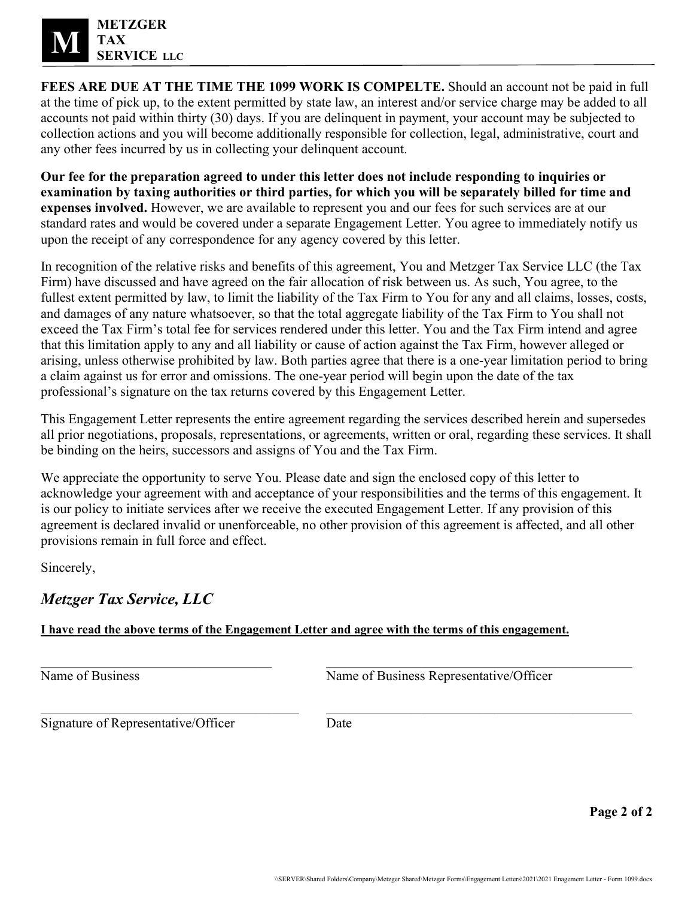**FEES ARE DUE AT THE TIME THE 1099 WORK IS COMPELTE.** Should an account not be paid in full at the time of pick up, to the extent permitted by state law, an interest and/or service charge may be added to all accounts not paid within thirty (30) days. If you are delinquent in payment, your account may be subjected to collection actions and you will become additionally responsible for collection, legal, administrative, court and any other fees incurred by us in collecting your delinquent account.

**Our fee for the preparation agreed to under this letter does not include responding to inquiries or examination by taxing authorities or third parties, for which you will be separately billed for time and expenses involved.** However, we are available to represent you and our fees for such services are at our standard rates and would be covered under a separate Engagement Letter. You agree to immediately notify us upon the receipt of any correspondence for any agency covered by this letter.

In recognition of the relative risks and benefits of this agreement, You and Metzger Tax Service LLC (the Tax Firm) have discussed and have agreed on the fair allocation of risk between us. As such, You agree, to the fullest extent permitted by law, to limit the liability of the Tax Firm to You for any and all claims, losses, costs, and damages of any nature whatsoever, so that the total aggregate liability of the Tax Firm to You shall not exceed the Tax Firm's total fee for services rendered under this letter. You and the Tax Firm intend and agree that this limitation apply to any and all liability or cause of action against the Tax Firm, however alleged or arising, unless otherwise prohibited by law. Both parties agree that there is a one-year limitation period to bring a claim against us for error and omissions. The one-year period will begin upon the date of the tax professional's signature on the tax returns covered by this Engagement Letter.

This Engagement Letter represents the entire agreement regarding the services described herein and supersedes all prior negotiations, proposals, representations, or agreements, written or oral, regarding these services. It shall be binding on the heirs, successors and assigns of You and the Tax Firm.

We appreciate the opportunity to serve You. Please date and sign the enclosed copy of this letter to acknowledge your agreement with and acceptance of your responsibilities and the terms of this engagement. It is our policy to initiate services after we receive the executed Engagement Letter. If any provision of this agreement is declared invalid or unenforceable, no other provision of this agreement is affected, and all other provisions remain in full force and effect.

Sincerely,

***Metzger Tax Service, LLC***

**<u>I have read the above terms of the Engagement Letter and agree with the terms of this engagement.</u>**

| | |
|---|---|
| ______________________________ | ______________________________ |
| Name of Business | Name of Business Representative/Officer |
| ______________________________ | ______________________________ |
| Signature of Representative/Officer | Date |